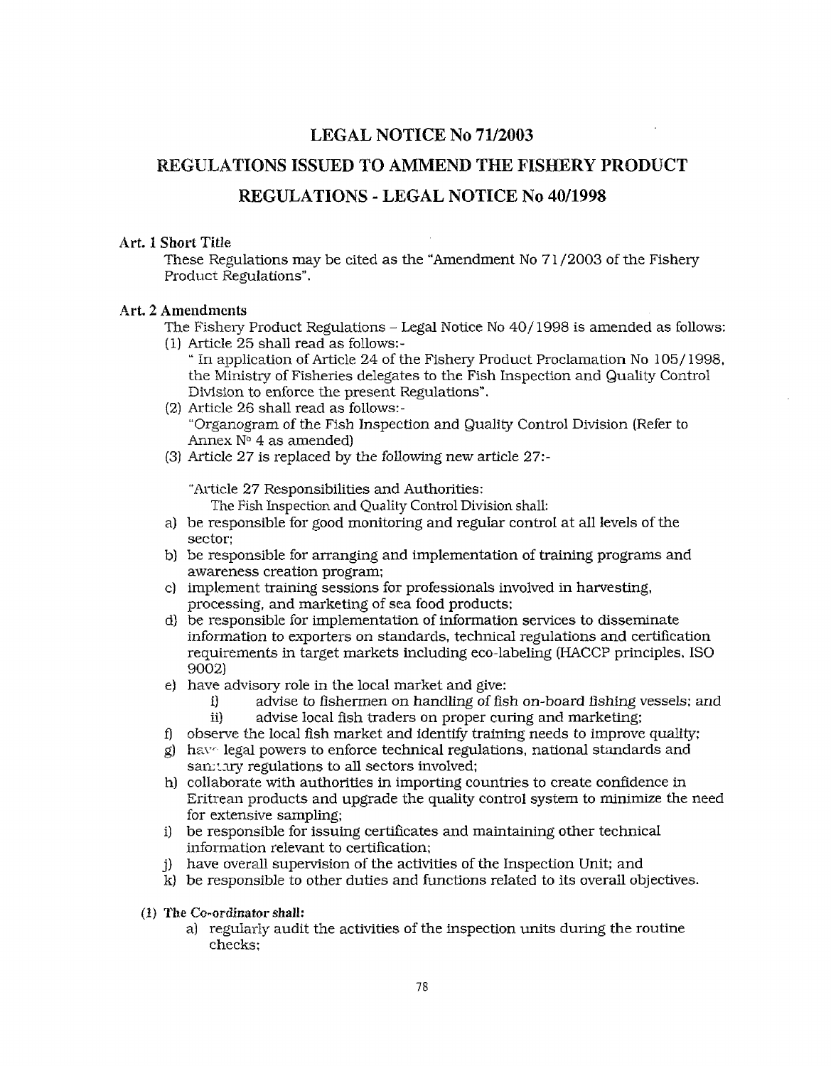# LEGAL NOTICE No 71/2003

# REGULATIONS ISSUED TO AMMEND THE FISHERY PRODUCT REGULATIONS - LEGAL NOTICE No 40/1998

**Art. 1 Short Title**

These Regulations may be cited as the "Amendment No 71/2003 of the Fishery Product Regulations".

**Art. 2 Amendments**

The Fishery Product Regulations – Legal Notice No 40/1998 is amended as follows:

(1) Article 25 shall read as follows:-
" In application of Article 24 of the Fishery Product Proclamation No 105/1998, the Ministry of Fisheries delegates to the Fish Inspection and Quality Control Division to enforce the present Regulations".

(2) Article 26 shall read as follows:-
"Organogram of the Fish Inspection and Quality Control Division (Refer to Annex N° 4 as amended)

(3) Article 27 is replaced by the following new article 27:-

"Article 27 Responsibilities and Authorities:
The Fish Inspection and Quality Control Division shall:

a) be responsible for good monitoring and regular control at all levels of the sector;
b) be responsible for arranging and implementation of training programs and awareness creation program;
c) implement training sessions for professionals involved in harvesting, processing, and marketing of sea food products;
d) be responsible for implementation of information services to disseminate information to exporters on standards, technical regulations and certification requirements in target markets including eco-labeling (HACCP principles, ISO 9002)
e) have advisory role in the local market and give:
   i) advise to fishermen on handling of fish on-board fishing vessels; and
   ii) advise local fish traders on proper curing and marketing;
f) observe the local fish market and identify training needs to improve quality;
g) have legal powers to enforce technical regulations, national standards and sanitary regulations to all sectors involved;
h) collaborate with authorities in importing countries to create confidence in Eritrean products and upgrade the quality control system to minimize the need for extensive sampling;
i) be responsible for issuing certificates and maintaining other technical information relevant to certification;
j) have overall supervision of the activities of the Inspection Unit; and
k) be responsible to other duties and functions related to its overall objectives.

**(1) The Co-ordinator shall:**

a) regularly audit the activities of the inspection units during the routine checks;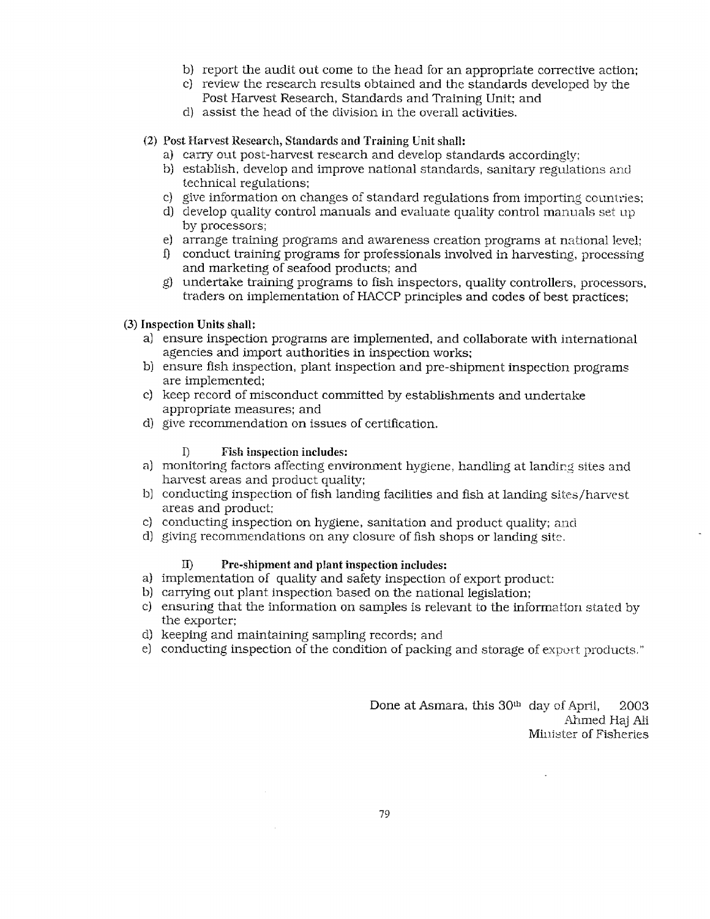b) report the audit out come to the head for an appropriate corrective action;
c) review the research results obtained and the standards developed by the Post Harvest Research, Standards and Training Unit; and
d) assist the head of the division in the overall activities.

**(2) Post Harvest Research, Standards and Training Unit shall:**

a) carry out post-harvest research and develop standards accordingly;
b) establish, develop and improve national standards, sanitary regulations and technical regulations;
c) give information on changes of standard regulations from importing countries;
d) develop quality control manuals and evaluate quality control manuals set up by processors;
e) arrange training programs and awareness creation programs at national level;
f) conduct training programs for professionals involved in harvesting, processing and marketing of seafood products; and
g) undertake training programs to fish inspectors, quality controllers, processors, traders on implementation of HACCP principles and codes of best practices;

**(3) Inspection Units shall:**

a) ensure inspection programs are implemented, and collaborate with international agencies and import authorities in inspection works;
b) ensure fish inspection, plant inspection and pre-shipment inspection programs are implemented;
c) keep record of misconduct committed by establishments and undertake appropriate measures; and
d) give recommendation on issues of certification.

**I) Fish inspection includes:**

a) monitoring factors affecting environment hygiene, handling at landing sites and harvest areas and product quality;
b) conducting inspection of fish landing facilities and fish at landing sites/harvest areas and product;
c) conducting inspection on hygiene, sanitation and product quality; and
d) giving recommendations on any closure of fish shops or landing site.

**II) Pre-shipment and plant inspection includes:**

a) implementation of quality and safety inspection of export product:
b) carrying out plant inspection based on the national legislation;
c) ensuring that the information on samples is relevant to the information stated by the exporter;
d) keeping and maintaining sampling records; and
e) conducting inspection of the condition of packing and storage of export products."

Done at Asmara, this 30th day of April, 2003
Ahmed Haj Ali
Minister of Fisheries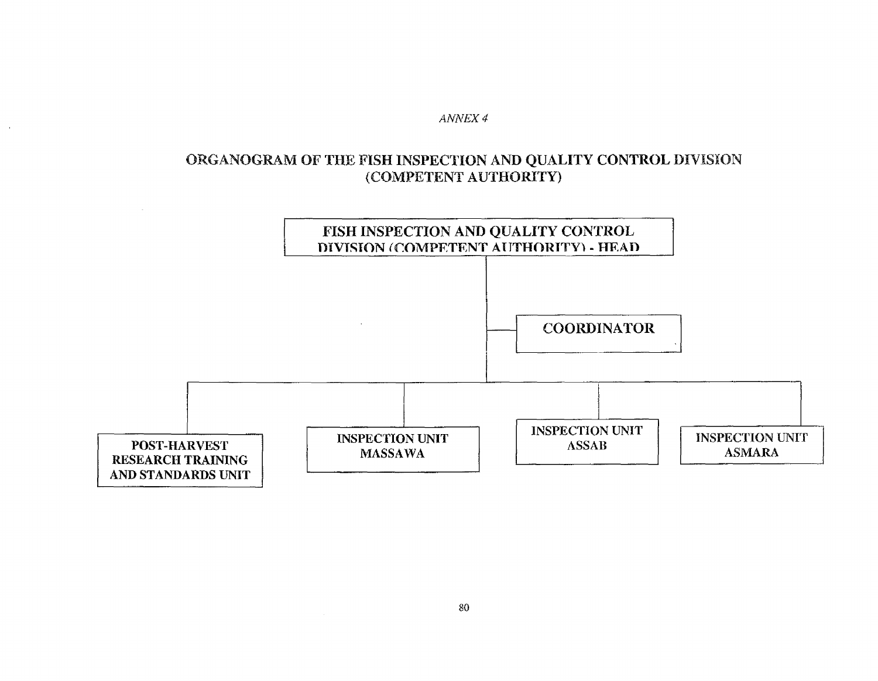*ANNEX 4*

## ORGANOGRAM OF THE FISH INSPECTION AND QUALITY CONTROL DIVISION (COMPETENT AUTHORITY)

FISH INSPECTION AND QUALITY CONTROL DIVISION (COMPETENT AUTHORITY) - HEAD

COORDINATOR

POST-HARVEST RESEARCH TRAINING AND STANDARDS UNIT

INSPECTION UNIT MASSAWA

INSPECTION UNIT ASSAB

INSPECTION UNIT ASMARA